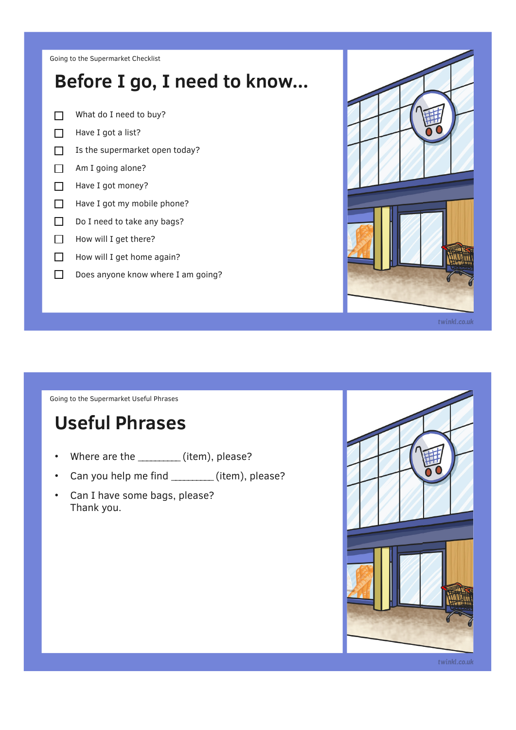Going to the Supermarket Checklist

# Before I go, I need to know...

- [ ] What do I need to buy?
- [ ] Have I got a list?
- [ ] Is the supermarket open today?
- [ ] Am I going alone?
- [ ] Have I got money?
- [ ] Have I got my mobile phone?
- [ ] Do I need to take any bags?
- [ ] How will I get there?
- [ ] How will I get home again?
- [ ] Does anyone know where I am going?

Going to the Supermarket Useful Phrases

# Useful Phrases

- Where are the ________ (item), please?
- Can you help me find ________ (item), please?
- Can I have some bags, please?
  Thank you.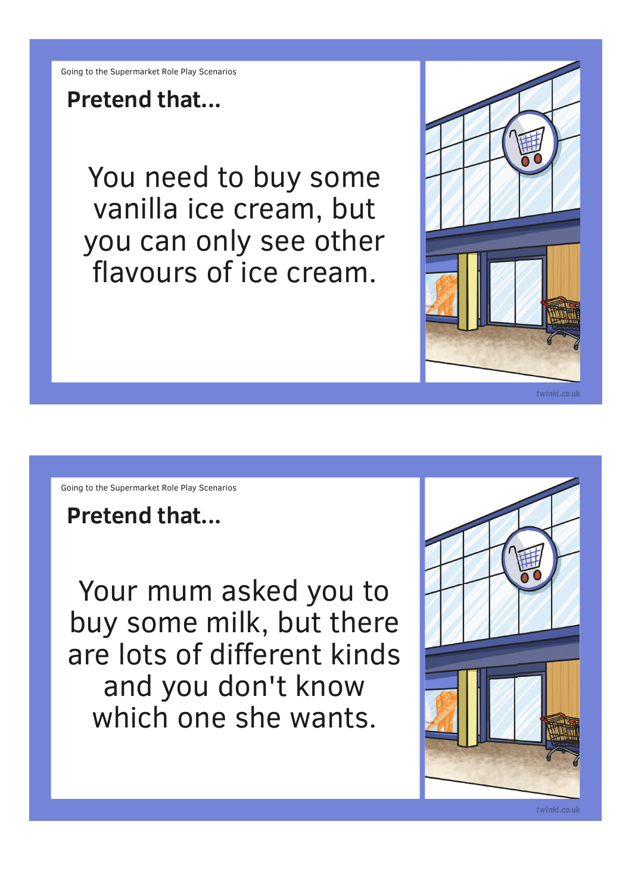Going to the Supermarket Role Play Scenarios

## Pretend that...

You need to buy some vanilla ice cream, but you can only see other flavours of ice cream.

Going to the Supermarket Role Play Scenarios

## Pretend that...

Your mum asked you to buy some milk, but there are lots of different kinds and you don't know which one she wants.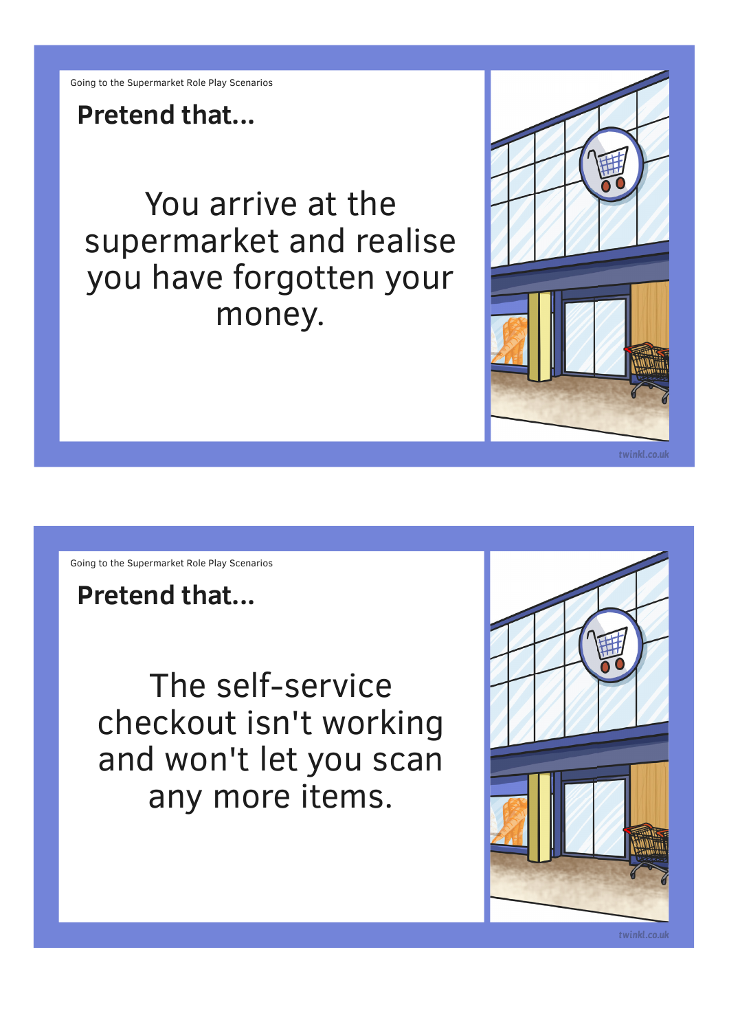Going to the Supermarket Role Play Scenarios

## Pretend that...

You arrive at the supermarket and realise you have forgotten your money.

Going to the Supermarket Role Play Scenarios

## Pretend that...

The self-service checkout isn't working and won't let you scan any more items.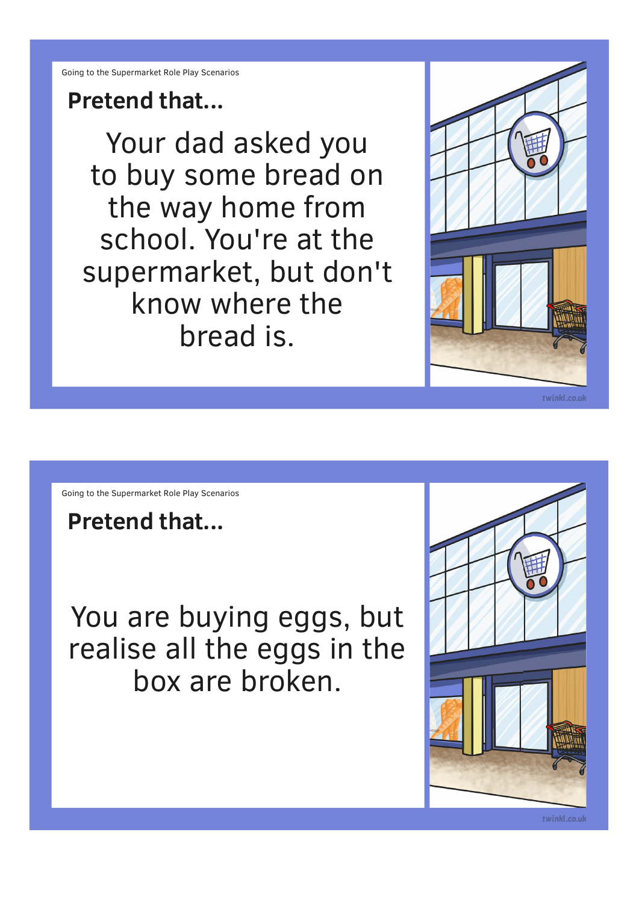Going to the Supermarket Role Play Scenarios

**Pretend that...**

Your dad asked you to buy some bread on the way home from school. You're at the supermarket, but don't know where the bread is.

Going to the Supermarket Role Play Scenarios

**Pretend that...**

You are buying eggs, but realise all the eggs in the box are broken.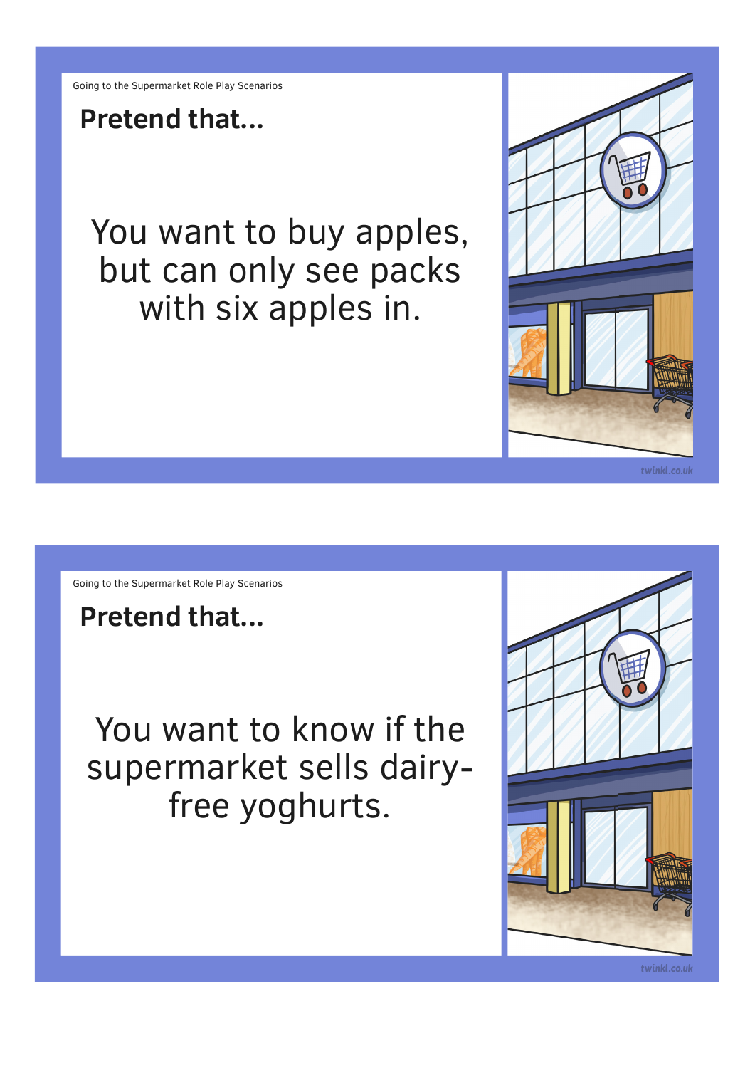## Pretend that...

You want to buy apples, but can only see packs with six apples in.

## Pretend that...

You want to know if the supermarket sells dairy-free yoghurts.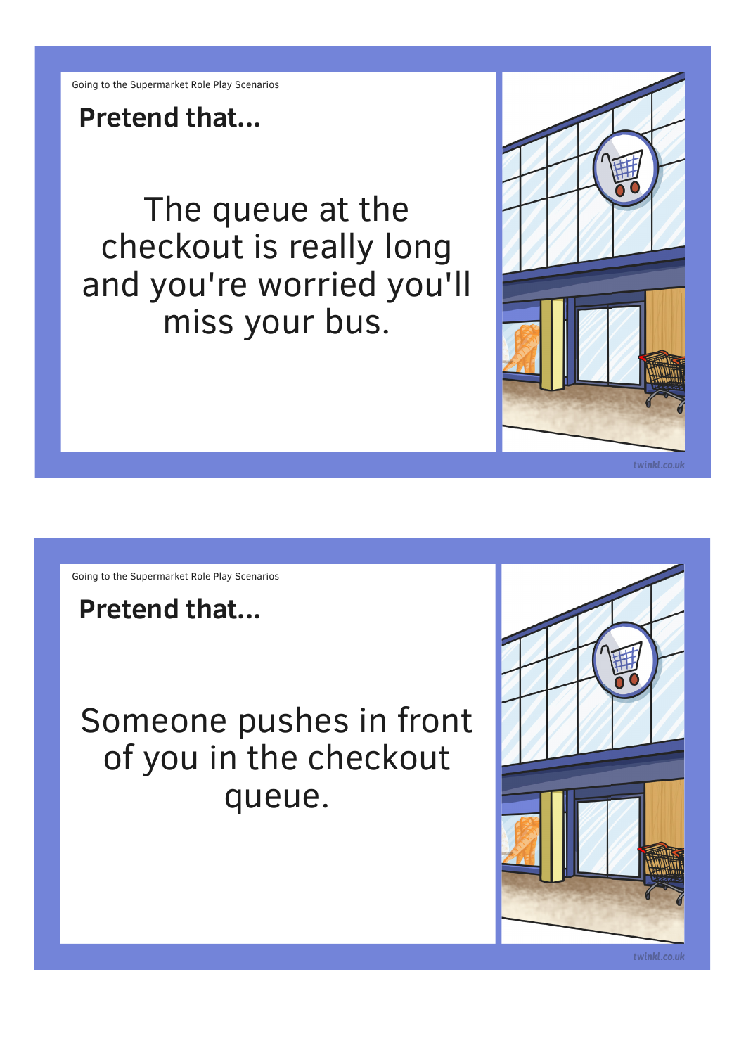Going to the Supermarket Role Play Scenarios

**Pretend that...**

The queue at the checkout is really long and you're worried you'll miss your bus.

Going to the Supermarket Role Play Scenarios

**Pretend that...**

Someone pushes in front of you in the checkout queue.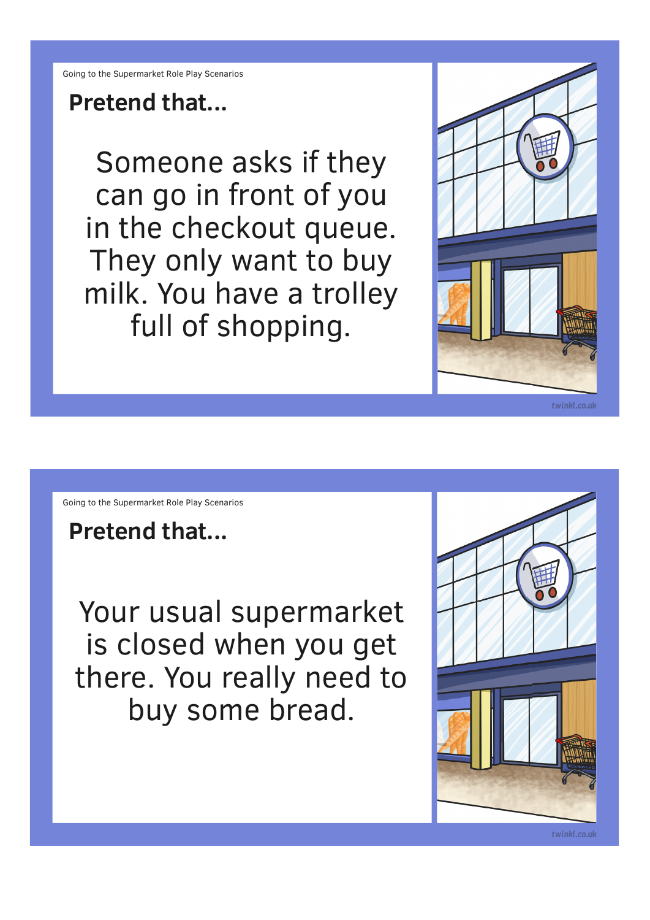Going to the Supermarket Role Play Scenarios

**Pretend that...**

Someone asks if they can go in front of you in the checkout queue. They only want to buy milk. You have a trolley full of shopping.

Going to the Supermarket Role Play Scenarios

**Pretend that...**

Your usual supermarket is closed when you get there. You really need to buy some bread.